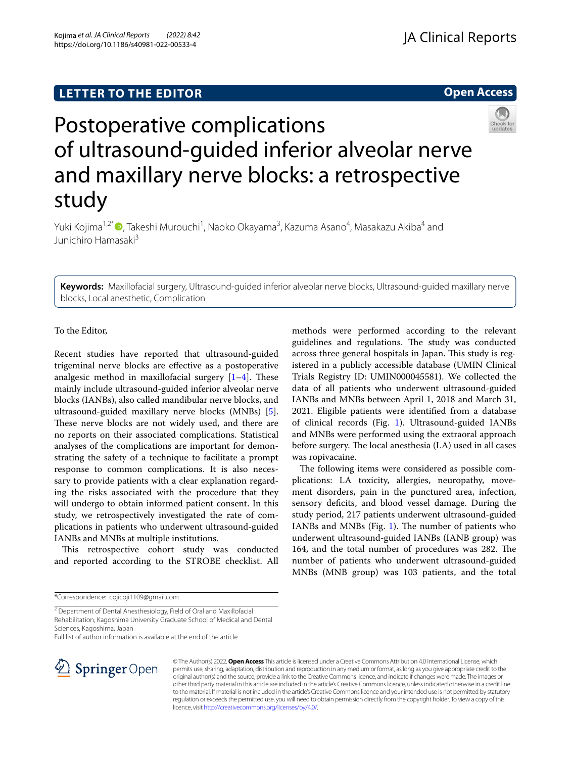**LETTER TO THE EDITOR** **Open Access**

# Postoperative complications of ultrasound-guided inferior alveolar nerve and maxillary nerve blocks: a retrospective study

Yuki Kojima[1,2*], Takeshi Murouchi[1], Naoko Okayama[3], Kazuma Asano[4], Masakazu Akiba[4] and Junichiro Hamasaki[3]

**Keywords:** Maxillofacial surgery, Ultrasound-guided inferior alveolar nerve blocks, Ultrasound-guided maxillary nerve blocks, Local anesthetic, Complication

To the Editor,

Recent studies have reported that ultrasound-guided trigeminal nerve blocks are effective as a postoperative analgesic method in maxillofacial surgery [1–4]. These mainly include ultrasound-guided inferior alveolar nerve blocks (IANBs), also called mandibular nerve blocks, and ultrasound-guided maxillary nerve blocks (MNBs) [5]. These nerve blocks are not widely used, and there are no reports on their associated complications. Statistical analyses of the complications are important for demonstrating the safety of a technique to facilitate a prompt response to common complications. It is also necessary to provide patients with a clear explanation regarding the risks associated with the procedure that they will undergo to obtain informed patient consent. In this study, we retrospectively investigated the rate of complications in patients who underwent ultrasound-guided IANBs and MNBs at multiple institutions.

This retrospective cohort study was conducted and reported according to the STROBE checklist. All methods were performed according to the relevant guidelines and regulations. The study was conducted across three general hospitals in Japan. This study is registered in a publicly accessible database (UMIN Clinical Trials Registry ID: UMIN000045581). We collected the data of all patients who underwent ultrasound-guided IANBs and MNBs between April 1, 2018 and March 31, 2021. Eligible patients were identified from a database of clinical records (Fig. 1). Ultrasound-guided IANBs and MNBs were performed using the extraoral approach before surgery. The local anesthesia (LA) used in all cases was ropivacaine.

The following items were considered as possible complications: LA toxicity, allergies, neuropathy, movement disorders, pain in the punctured area, infection, sensory deficits, and blood vessel damage. During the study period, 217 patients underwent ultrasound-guided IANBs and MNBs (Fig. 1). The number of patients who underwent ultrasound-guided IANBs (IANB group) was 164, and the total number of procedures was 282. The number of patients who underwent ultrasound-guided MNBs (MNB group) was 103 patients, and the total

*Correspondence: cojicoji1109@gmail.com

[2] Department of Dental Anesthesiology, Field of Oral and Maxillofacial Rehabilitation, Kagoshima University Graduate School of Medical and Dental Sciences, Kagoshima, Japan

Full list of author information is available at the end of the article

© The Author(s) 2022. **Open Access** This article is licensed under a Creative Commons Attribution 4.0 International License, which permits use, sharing, adaptation, distribution and reproduction in any medium or format, as long as you give appropriate credit to the original author(s) and the source, provide a link to the Creative Commons licence, and indicate if changes were made. The images or other third party material in this article are included in the article's Creative Commons licence, unless indicated otherwise in a credit line to the material. If material is not included in the article's Creative Commons licence and your intended use is not permitted by statutory regulation or exceeds the permitted use, you will need to obtain permission directly from the copyright holder. To view a copy of this licence, visit http://creativecommons.org/licenses/by/4.0/.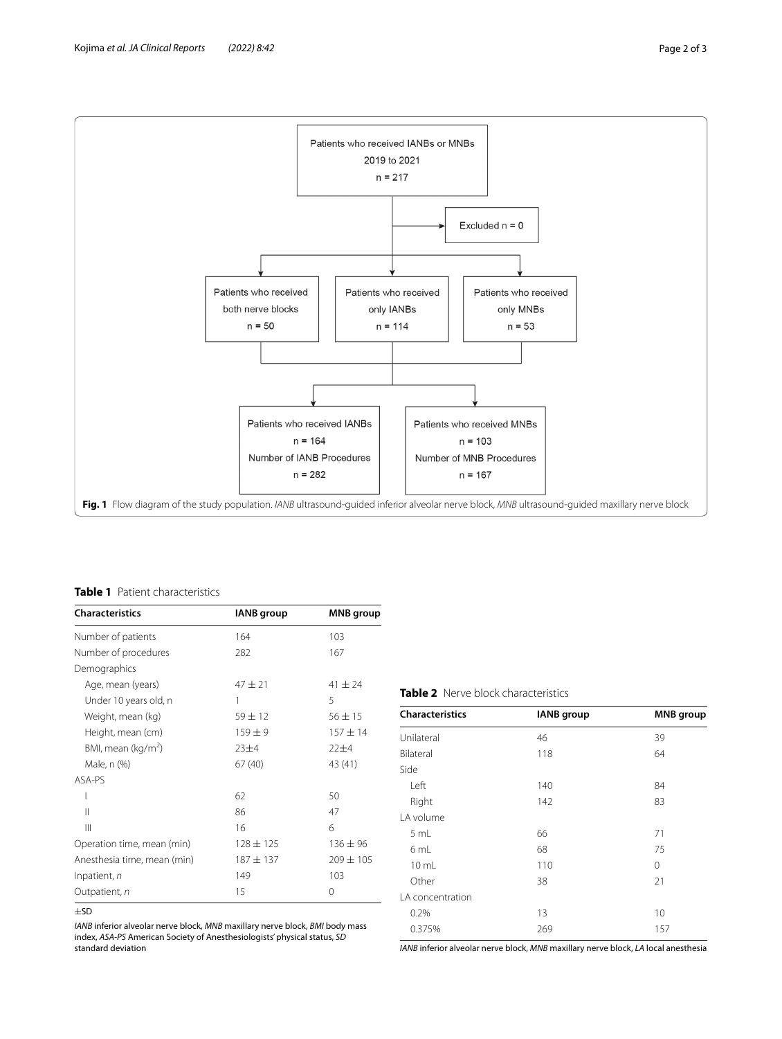Patients who received IANBs or MNBs 2019 to 2021 n = 217

Excluded n = 0

Patients who received both nerve blocks n = 50

Patients who received only IANBs n = 114

Patients who received only MNBs n = 53

Patients who received IANBs n = 164 Number of IANB Procedures n = 282

Patients who received MNBs n = 103 Number of MNB Procedures n = 167

**Fig. 1** Flow diagram of the study population. *IANB* ultrasound-guided inferior alveolar nerve block, *MNB* ultrasound-guided maxillary nerve block

**Table 1** Patient characteristics

| Characteristics | IANB group | MNB group |
|---|---|---|
| Number of patients | 164 | 103 |
| Number of procedures | 282 | 167 |
| Demographics | | |
| Age, mean (years) | 47 ± 21 | 41 ± 24 |
| Under 10 years old, n | 1 | 5 |
| Weight, mean (kg) | 59 ± 12 | 56 ± 15 |
| Height, mean (cm) | 159 ± 9 | 157 ± 14 |
| BMI, mean (kg/m$^2$) | 23±4 | 22±4 |
| Male, n (%) | 67 (40) | 43 (41) |
| ASA-PS | | |
| I | 62 | 50 |
| II | 86 | 47 |
| III | 16 | 6 |
| Operation time, mean (min) | 128 ± 125 | 136 ± 96 |
| Anesthesia time, mean (min) | 187 ± 137 | 209 ± 105 |
| Inpatient, *n* | 149 | 103 |
| Outpatient, *n* | 15 | 0 |

±SD

*IANB* inferior alveolar nerve block, *MNB* maxillary nerve block, *BMI* body mass index, *ASA-PS* American Society of Anesthesiologists' physical status, *SD* standard deviation

**Table 2** Nerve block characteristics

| Characteristics | IANB group | MNB group |
|---|---|---|
| Unilateral | 46 | 39 |
| Bilateral | 118 | 64 |
| Side | | |
| Left | 140 | 84 |
| Right | 142 | 83 |
| LA volume | | |
| 5 mL | 66 | 71 |
| 6 mL | 68 | 75 |
| 10 mL | 110 | 0 |
| Other | 38 | 21 |
| LA concentration | | |
| 0.2% | 13 | 10 |
| 0.375% | 269 | 157 |

*IANB* inferior alveolar nerve block, *MNB* maxillary nerve block, *LA* local anesthesia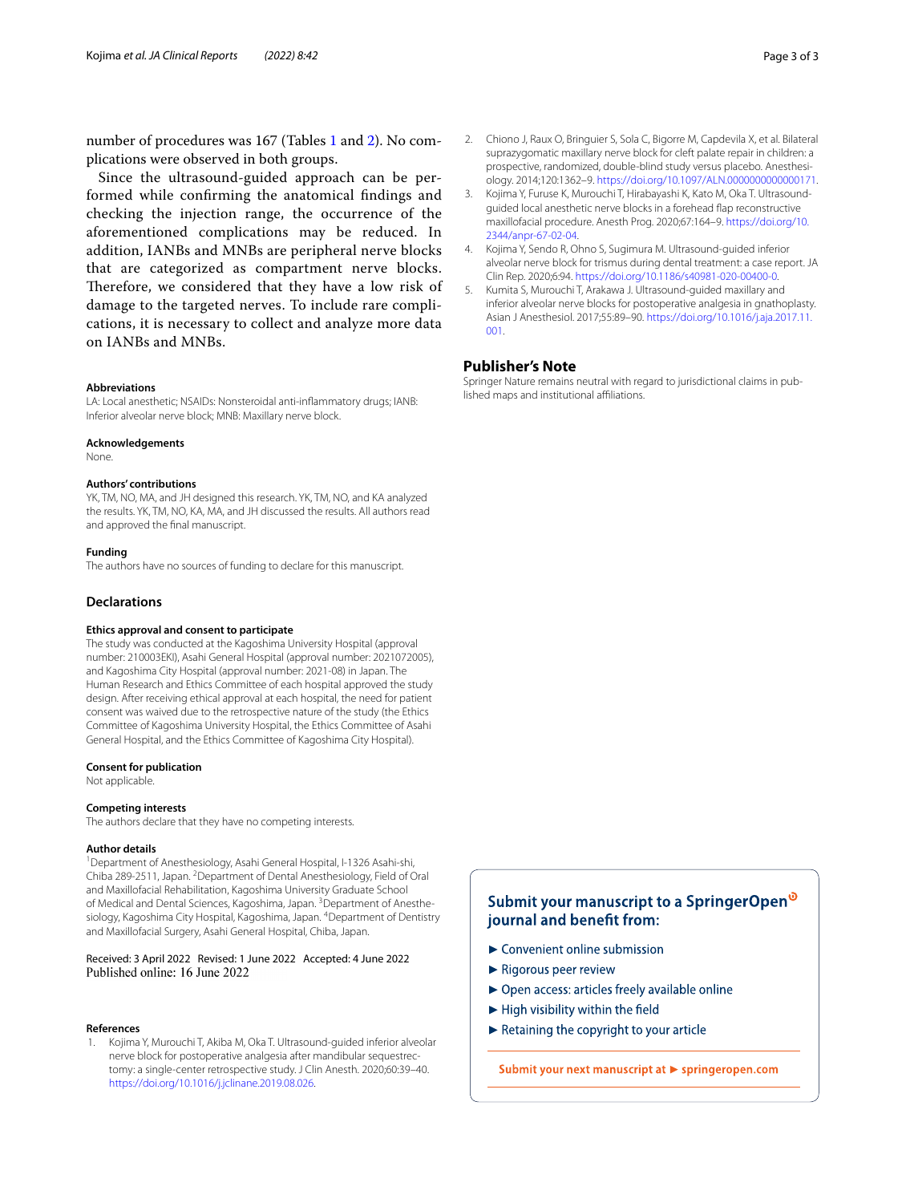number of procedures was 167 (Tables 1 and 2). No complications were observed in both groups.

Since the ultrasound-guided approach can be performed while confirming the anatomical findings and checking the injection range, the occurrence of the aforementioned complications may be reduced. In addition, IANBs and MNBs are peripheral nerve blocks that are categorized as compartment nerve blocks. Therefore, we considered that they have a low risk of damage to the targeted nerves. To include rare complications, it is necessary to collect and analyze more data on IANBs and MNBs.

#### Abbreviations

LA: Local anesthetic; NSAIDs: Nonsteroidal anti-inflammatory drugs; IANB: Inferior alveolar nerve block; MNB: Maxillary nerve block.

#### Acknowledgements

None.

#### Authors' contributions

YK, TM, NO, MA, and JH designed this research. YK, TM, NO, and KA analyzed the results. YK, TM, NO, KA, MA, and JH discussed the results. All authors read and approved the final manuscript.

#### Funding

The authors have no sources of funding to declare for this manuscript.

### Declarations

#### Ethics approval and consent to participate

The study was conducted at the Kagoshima University Hospital (approval number: 210003EKI), Asahi General Hospital (approval number: 2021072005), and Kagoshima City Hospital (approval number: 2021-08) in Japan. The Human Research and Ethics Committee of each hospital approved the study design. After receiving ethical approval at each hospital, the need for patient consent was waived due to the retrospective nature of the study (the Ethics Committee of Kagoshima University Hospital, the Ethics Committee of Asahi General Hospital, and the Ethics Committee of Kagoshima City Hospital).

#### Consent for publication

Not applicable.

#### Competing interests

The authors declare that they have no competing interests.

#### Author details

[1]Department of Anesthesiology, Asahi General Hospital, I-1326 Asahi-shi, Chiba 289-2511, Japan. [2]Department of Dental Anesthesiology, Field of Oral and Maxillofacial Rehabilitation, Kagoshima University Graduate School of Medical and Dental Sciences, Kagoshima, Japan. [3]Department of Anesthesiology, Kagoshima City Hospital, Kagoshima, Japan. [4]Department of Dentistry and Maxillofacial Surgery, Asahi General Hospital, Chiba, Japan.

Received: 3 April 2022 Revised: 1 June 2022 Accepted: 4 June 2022
Published online: 16 June 2022

#### References

1. Kojima Y, Murouchi T, Akiba M, Oka T. Ultrasound-guided inferior alveolar nerve block for postoperative analgesia after mandibular sequestrectomy: a single-center retrospective study. J Clin Anesth. 2020;60:39–40. https://doi.org/10.1016/j.jclinane.2019.08.026.
2. Chiono J, Raux O, Bringuier S, Sola C, Bigorre M, Capdevila X, et al. Bilateral suprazygomatic maxillary nerve block for cleft palate repair in children: a prospective, randomized, double-blind study versus placebo. Anesthesiology. 2014;120:1362–9. https://doi.org/10.1097/ALN.0000000000000171.
3. Kojima Y, Furuse K, Murouchi T, Hirabayashi K, Kato M, Oka T. Ultrasound-guided local anesthetic nerve blocks in a forehead flap reconstructive maxillofacial procedure. Anesth Prog. 2020;67:164–9. https://doi.org/10.2344/anpr-67-02-04.
4. Kojima Y, Sendo R, Ohno S, Sugimura M. Ultrasound-guided inferior alveolar nerve block for trismus during dental treatment: a case report. JA Clin Rep. 2020;6:94. https://doi.org/10.1186/s40981-020-00400-0.
5. Kumita S, Murouchi T, Arakawa J. Ultrasound-guided maxillary and inferior alveolar nerve blocks for postoperative analgesia in gnathoplasty. Asian J Anesthesiol. 2017;55:89–90. https://doi.org/10.1016/j.aja.2017.11.001.

## Publisher's Note

Springer Nature remains neutral with regard to jurisdictional claims in published maps and institutional affiliations.

**Submit your manuscript to a SpringerOpen journal and benefit from:**

- ► Convenient online submission
- ► Rigorous peer review
- ► Open access: articles freely available online
- ► High visibility within the field
- ► Retaining the copyright to your article

**Submit your next manuscript at ► springeropen.com**